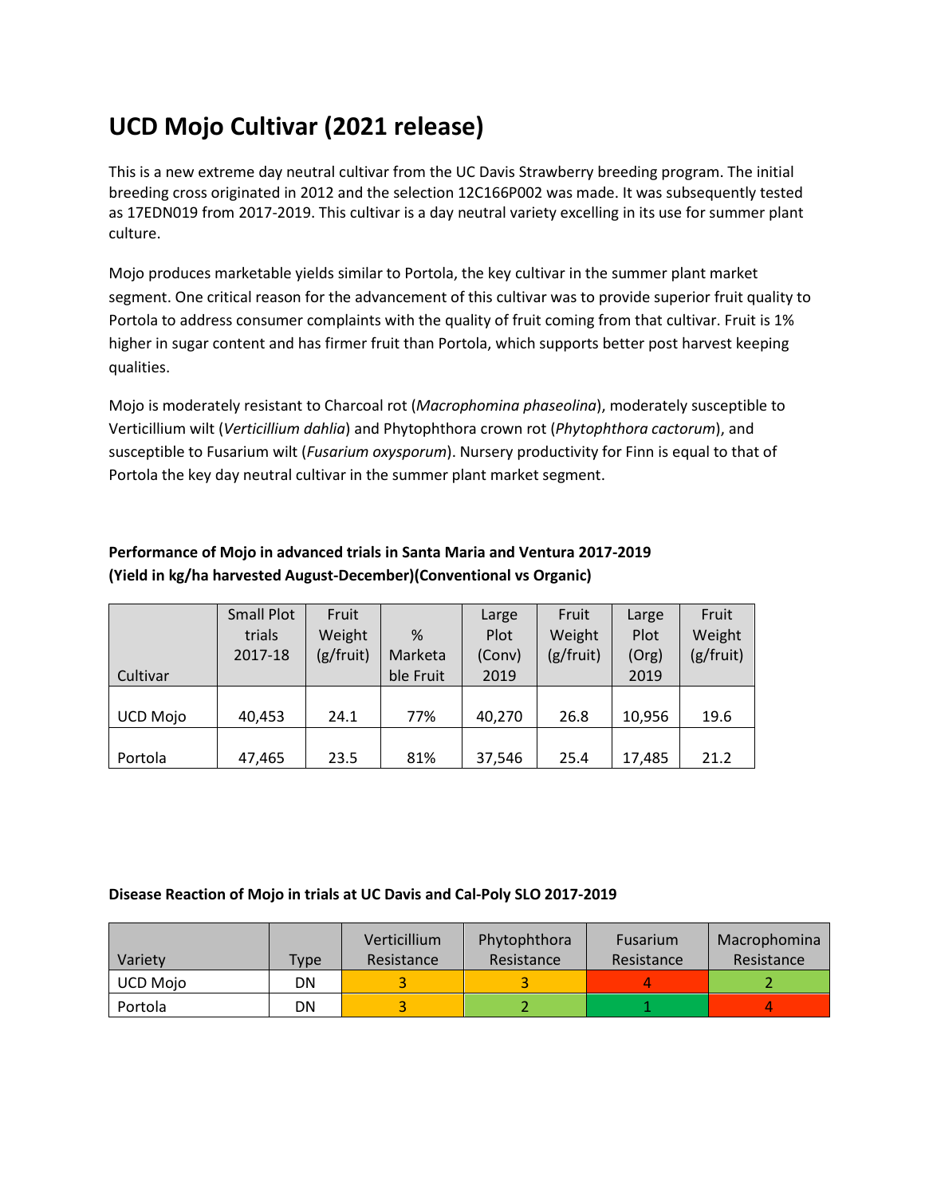# UCD Mojo Cultivar (2021 release)

This is a new extreme day neutral cultivar from the UC Davis Strawberry breeding program. The initial breeding cross originated in 2012 and the selection 12C166P002 was made. It was subsequently tested as 17EDN019 from 2017-2019. This cultivar is a day neutral variety excelling in its use for summer plant culture.

Mojo produces marketable yields similar to Portola, the key cultivar in the summer plant market segment. One critical reason for the advancement of this cultivar was to provide superior fruit quality to Portola to address consumer complaints with the quality of fruit coming from that cultivar. Fruit is 1% higher in sugar content and has firmer fruit than Portola, which supports better post harvest keeping qualities.

Mojo is moderately resistant to Charcoal rot (*Macrophomina phaseolina*), moderately susceptible to Verticillium wilt (*Verticillium dahlia*) and Phytophthora crown rot (*Phytophthora cactorum*), and susceptible to Fusarium wilt (*Fusarium oxysporum*). Nursery productivity for Finn is equal to that of Portola the key day neutral cultivar in the summer plant market segment.

**Performance of Mojo in advanced trials in Santa Maria and Ventura 2017-2019 (Yield in kg/ha harvested August-December)(Conventional vs Organic)**

| Cultivar | Small Plot trials 2017-18 | Fruit Weight (g/fruit) | % Marketable Fruit | Large Plot (Conv) 2019 | Fruit Weight (g/fruit) | Large Plot (Org) 2019 | Fruit Weight (g/fruit) |
|---|---|---|---|---|---|---|---|
| UCD Mojo | 40,453 | 24.1 | 77% | 40,270 | 26.8 | 10,956 | 19.6 |
| Portola | 47,465 | 23.5 | 81% | 37,546 | 25.4 | 17,485 | 21.2 |

**Disease Reaction of Mojo in trials at UC Davis and Cal-Poly SLO 2017-2019**

| Variety | Type | Verticillium Resistance | Phytophthora Resistance | Fusarium Resistance | Macrophomina Resistance |
|---|---|---|---|---|---|
| UCD Mojo | DN | 3 | 3 | 4 | 2 |
| Portola | DN | 3 | 2 | 1 | 4 |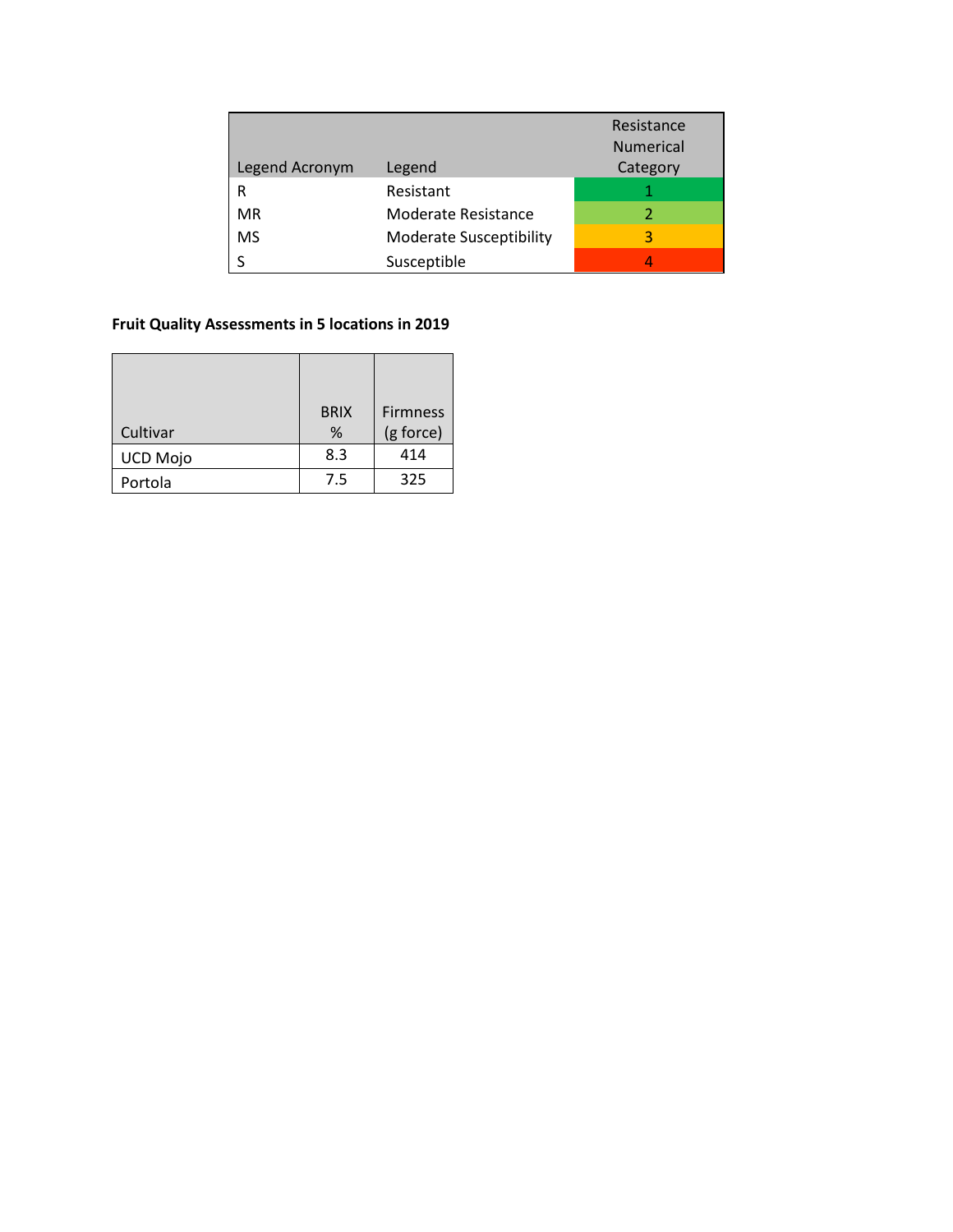| Legend Acronym | Legend | Resistance Numerical Category |
|---|---|---|
| R | Resistant | 1 |
| MR | Moderate Resistance | 2 |
| MS | Moderate Susceptibility | 3 |
| S | Susceptible | 4 |

**Fruit Quality Assessments in 5 locations in 2019**

| Cultivar | BRIX % | Firmness (g force) |
|---|---|---|
| UCD Mojo | 8.3 | 414 |
| Portola | 7.5 | 325 |